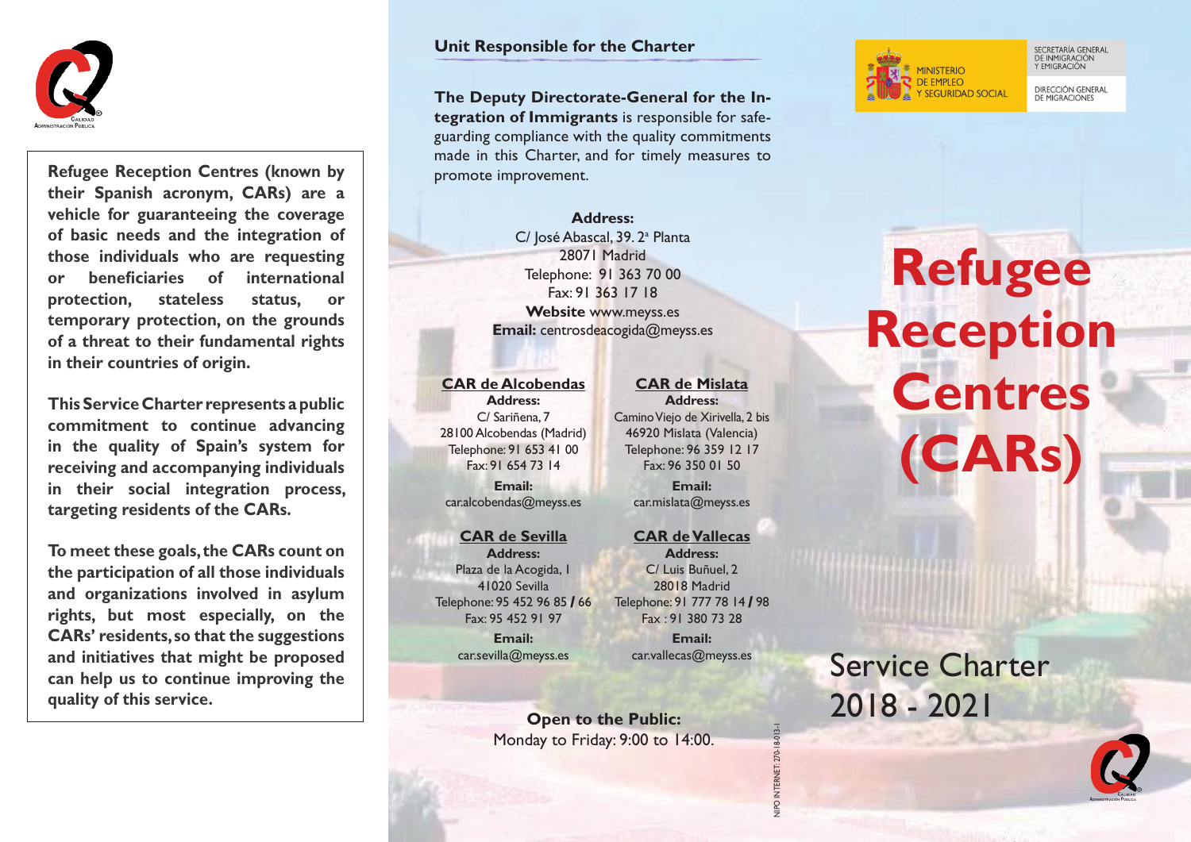Refugee Reception Centres (known by their Spanish acronym, CARs) are a vehicle for guaranteeing the coverage of basic needs and the integration of those individuals who are requesting or beneficiaries of international protection, stateless status, or temporary protection, on the grounds of a threat to their fundamental rights in their countries of origin.

This Service Charter represents a public commitment to continue advancing in the quality of Spain's system for receiving and accompanying individuals in their social integration process, targeting residents of the CARs.

To meet these goals, the CARs count on the participation of all those individuals and organizations involved in asylum rights, but most especially, on the CARs' residents, so that the suggestions and initiatives that might be proposed can help us to continue improving the quality of this service.

## Unit Responsible for the Charter

**The Deputy Directorate-General for the Integration of Immigrants** is responsible for safeguarding compliance with the quality commitments made in this Charter, and for timely measures to promote improvement.

**Address:**
C/ José Abascal, 39. 2ª Planta
28071 Madrid
Telephone: 91 363 70 00
Fax: 91 363 17 18
**Website** www.meyss.es
**Email:** centrosdeacogida@meyss.es

### CAR de Alcobendas

**Address:**
C/ Sariñena, 7
28100 Alcobendas (Madrid)
Telephone: 91 653 41 00
Fax: 91 654 73 14
**Email:**
car.alcobendas@meyss.es

### CAR de Mislata

**Address:**
Camino Viejo de Xirivella, 2 bis
46920 Mislata (Valencia)
Telephone: 96 359 12 17
Fax: 96 350 01 50
**Email:**
car.mislata@meyss.es

### CAR de Sevilla

**Address:**
Plaza de la Acogida, 1
41020 Sevilla
Telephone: 95 452 96 85 / 66
Fax: 95 452 91 97
**Email:**
car.sevilla@meyss.es

### CAR de Vallecas

**Address:**
C/ Luis Buñuel, 2
28018 Madrid
Telephone: 91 777 78 14 / 98
Fax : 91 380 73 28
**Email:**
car.vallecas@meyss.es

**Open to the Public:**
Monday to Friday: 9:00 to 14:00.

NIPO INTERNET: 270-18-013-1

MINISTERIO DE EMPLEO Y SEGURIDAD SOCIAL

SECRETARÍA GENERAL DE INMIGRACIÓN Y EMIGRACIÓN

DIRECCIÓN GENERAL DE MIGRACIONES

# Refugee Reception Centres (CARs)

## Service Charter 2018 - 2021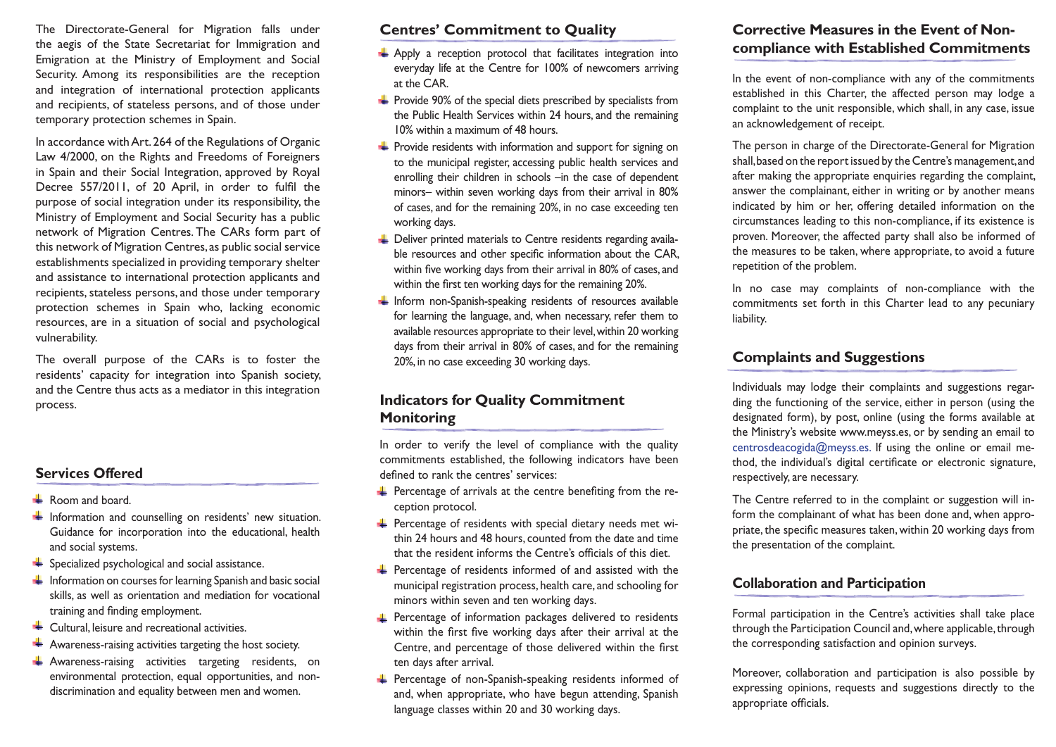The Directorate-General for Migration falls under the aegis of the State Secretariat for Immigration and Emigration at the Ministry of Employment and Social Security. Among its responsibilities are the reception and integration of international protection applicants and recipients, of stateless persons, and of those under temporary protection schemes in Spain.

In accordance with Art. 264 of the Regulations of Organic Law 4/2000, on the Rights and Freedoms of Foreigners in Spain and their Social Integration, approved by Royal Decree 557/2011, of 20 April, in order to fulfil the purpose of social integration under its responsibility, the Ministry of Employment and Social Security has a public network of Migration Centres. The CARs form part of this network of Migration Centres, as public social service establishments specialized in providing temporary shelter and assistance to international protection applicants and recipients, stateless persons, and those under temporary protection schemes in Spain who, lacking economic resources, are in a situation of social and psychological vulnerability.

The overall purpose of the CARs is to foster the residents' capacity for integration into Spanish society, and the Centre thus acts as a mediator in this integration process.

## Services Offered

- Room and board.
- Information and counselling on residents' new situation. Guidance for incorporation into the educational, health and social systems.
- Specialized psychological and social assistance.
- Information on courses for learning Spanish and basic social skills, as well as orientation and mediation for vocational training and finding employment.
- Cultural, leisure and recreational activities.
- Awareness-raising activities targeting the host society.
- Awareness-raising activities targeting residents, on environmental protection, equal opportunities, and non-discrimination and equality between men and women.

## Centres' Commitment to Quality

- Apply a reception protocol that facilitates integration into everyday life at the Centre for 100% of newcomers arriving at the CAR.
- Provide 90% of the special diets prescribed by specialists from the Public Health Services within 24 hours, and the remaining 10% within a maximum of 48 hours.
- Provide residents with information and support for signing on to the municipal register, accessing public health services and enrolling their children in schools –in the case of dependent minors– within seven working days from their arrival in 80% of cases, and for the remaining 20%, in no case exceeding ten working days.
- Deliver printed materials to Centre residents regarding available resources and other specific information about the CAR, within five working days from their arrival in 80% of cases, and within the first ten working days for the remaining 20%.
- Inform non-Spanish-speaking residents of resources available for learning the language, and, when necessary, refer them to available resources appropriate to their level, within 20 working days from their arrival in 80% of cases, and for the remaining 20%, in no case exceeding 30 working days.

## Indicators for Quality Commitment Monitoring

In order to verify the level of compliance with the quality commitments established, the following indicators have been defined to rank the centres' services:

- Percentage of arrivals at the centre benefiting from the reception protocol.
- Percentage of residents with special dietary needs met within 24 hours and 48 hours, counted from the date and time that the resident informs the Centre's officials of this diet.
- Percentage of residents informed of and assisted with the municipal registration process, health care, and schooling for minors within seven and ten working days.
- Percentage of information packages delivered to residents within the first five working days after their arrival at the Centre, and percentage of those delivered within the first ten days after arrival.
- Percentage of non-Spanish-speaking residents informed of and, when appropriate, who have begun attending, Spanish language classes within 20 and 30 working days.

## Corrective Measures in the Event of Non-compliance with Established Commitments

In the event of non-compliance with any of the commitments established in this Charter, the affected person may lodge a complaint to the unit responsible, which shall, in any case, issue an acknowledgement of receipt.

The person in charge of the Directorate-General for Migration shall, based on the report issued by the Centre's management, and after making the appropriate enquiries regarding the complaint, answer the complainant, either in writing or by another means indicated by him or her, offering detailed information on the circumstances leading to this non-compliance, if its existence is proven. Moreover, the affected party shall also be informed of the measures to be taken, where appropriate, to avoid a future repetition of the problem.

In no case may complaints of non-compliance with the commitments set forth in this Charter lead to any pecuniary liability.

## Complaints and Suggestions

Individuals may lodge their complaints and suggestions regarding the functioning of the service, either in person (using the designated form), by post, online (using the forms available at the Ministry's website www.meyss.es, or by sending an email to centrosdeacogida@meyss.es. If using the online or email method, the individual's digital certificate or electronic signature, respectively, are necessary.

The Centre referred to in the complaint or suggestion will inform the complainant of what has been done and, when appropriate, the specific measures taken, within 20 working days from the presentation of the complaint.

## Collaboration and Participation

Formal participation in the Centre's activities shall take place through the Participation Council and, where applicable, through the corresponding satisfaction and opinion surveys.

Moreover, collaboration and participation is also possible by expressing opinions, requests and suggestions directly to the appropriate officials.